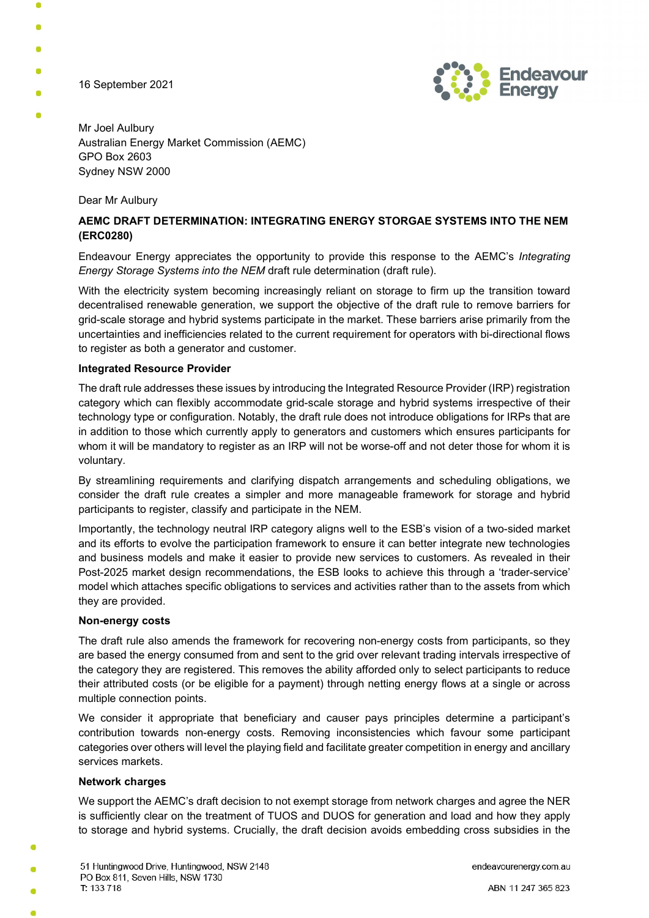16 September 2021

Mr Joel Aulbury
Australian Energy Market Commission (AEMC)
GPO Box 2603
Sydney NSW 2000

Dear Mr Aulbury

**AEMC DRAFT DETERMINATION: INTEGRATING ENERGY STORGAE SYSTEMS INTO THE NEM (ERC0280)**

Endeavour Energy appreciates the opportunity to provide this response to the AEMC's *Integrating Energy Storage Systems into the NEM* draft rule determination (draft rule).

With the electricity system becoming increasingly reliant on storage to firm up the transition toward decentralised renewable generation, we support the objective of the draft rule to remove barriers for grid-scale storage and hybrid systems participate in the market. These barriers arise primarily from the uncertainties and inefficiencies related to the current requirement for operators with bi-directional flows to register as both a generator and customer.

**Integrated Resource Provider**

The draft rule addresses these issues by introducing the Integrated Resource Provider (IRP) registration category which can flexibly accommodate grid-scale storage and hybrid systems irrespective of their technology type or configuration. Notably, the draft rule does not introduce obligations for IRPs that are in addition to those which currently apply to generators and customers which ensures participants for whom it will be mandatory to register as an IRP will not be worse-off and not deter those for whom it is voluntary.

By streamlining requirements and clarifying dispatch arrangements and scheduling obligations, we consider the draft rule creates a simpler and more manageable framework for storage and hybrid participants to register, classify and participate in the NEM.

Importantly, the technology neutral IRP category aligns well to the ESB's vision of a two-sided market and its efforts to evolve the participation framework to ensure it can better integrate new technologies and business models and make it easier to provide new services to customers. As revealed in their Post-2025 market design recommendations, the ESB looks to achieve this through a 'trader-service' model which attaches specific obligations to services and activities rather than to the assets from which they are provided.

**Non-energy costs**

The draft rule also amends the framework for recovering non-energy costs from participants, so they are based the energy consumed from and sent to the grid over relevant trading intervals irrespective of the category they are registered. This removes the ability afforded only to select participants to reduce their attributed costs (or be eligible for a payment) through netting energy flows at a single or across multiple connection points.

We consider it appropriate that beneficiary and causer pays principles determine a participant's contribution towards non-energy costs. Removing inconsistencies which favour some participant categories over others will level the playing field and facilitate greater competition in energy and ancillary services markets.

**Network charges**

We support the AEMC's draft decision to not exempt storage from network charges and agree the NER is sufficiently clear on the treatment of TUOS and DUOS for generation and load and how they apply to storage and hybrid systems. Crucially, the draft decision avoids embedding cross subsidies in the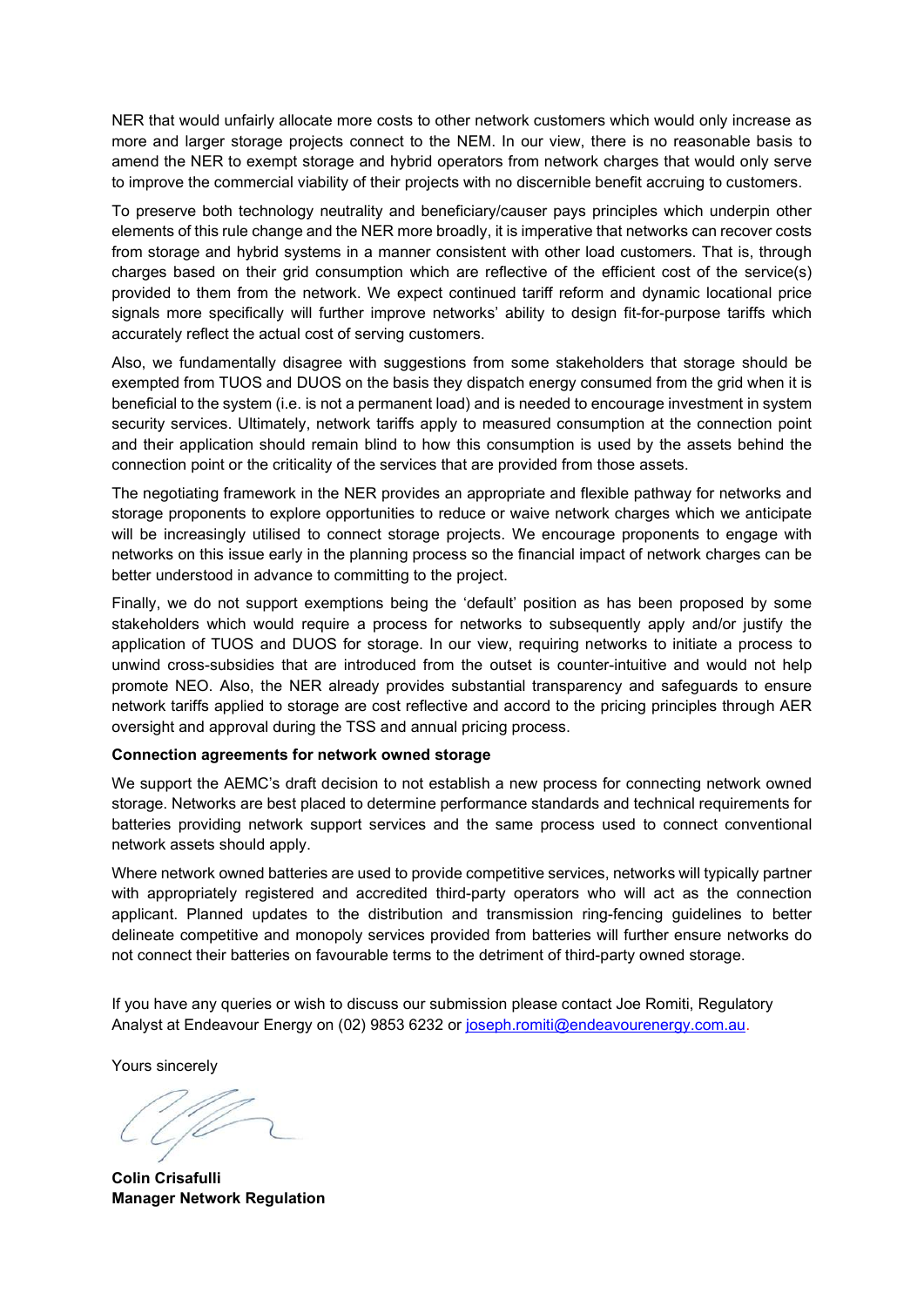NER that would unfairly allocate more costs to other network customers which would only increase as more and larger storage projects connect to the NEM. In our view, there is no reasonable basis to amend the NER to exempt storage and hybrid operators from network charges that would only serve to improve the commercial viability of their projects with no discernible benefit accruing to customers.

To preserve both technology neutrality and beneficiary/causer pays principles which underpin other elements of this rule change and the NER more broadly, it is imperative that networks can recover costs from storage and hybrid systems in a manner consistent with other load customers. That is, through charges based on their grid consumption which are reflective of the efficient cost of the service(s) provided to them from the network. We expect continued tariff reform and dynamic locational price signals more specifically will further improve networks' ability to design fit-for-purpose tariffs which accurately reflect the actual cost of serving customers.

Also, we fundamentally disagree with suggestions from some stakeholders that storage should be exempted from TUOS and DUOS on the basis they dispatch energy consumed from the grid when it is beneficial to the system (i.e. is not a permanent load) and is needed to encourage investment in system security services. Ultimately, network tariffs apply to measured consumption at the connection point and their application should remain blind to how this consumption is used by the assets behind the connection point or the criticality of the services that are provided from those assets.

The negotiating framework in the NER provides an appropriate and flexible pathway for networks and storage proponents to explore opportunities to reduce or waive network charges which we anticipate will be increasingly utilised to connect storage projects. We encourage proponents to engage with networks on this issue early in the planning process so the financial impact of network charges can be better understood in advance to committing to the project.

Finally, we do not support exemptions being the 'default' position as has been proposed by some stakeholders which would require a process for networks to subsequently apply and/or justify the application of TUOS and DUOS for storage. In our view, requiring networks to initiate a process to unwind cross-subsidies that are introduced from the outset is counter-intuitive and would not help promote NEO. Also, the NER already provides substantial transparency and safeguards to ensure network tariffs applied to storage are cost reflective and accord to the pricing principles through AER oversight and approval during the TSS and annual pricing process.

**Connection agreements for network owned storage**

We support the AEMC's draft decision to not establish a new process for connecting network owned storage. Networks are best placed to determine performance standards and technical requirements for batteries providing network support services and the same process used to connect conventional network assets should apply.

Where network owned batteries are used to provide competitive services, networks will typically partner with appropriately registered and accredited third-party operators who will act as the connection applicant. Planned updates to the distribution and transmission ring-fencing guidelines to better delineate competitive and monopoly services provided from batteries will further ensure networks do not connect their batteries on favourable terms to the detriment of third-party owned storage.

If you have any queries or wish to discuss our submission please contact Joe Romiti, Regulatory Analyst at Endeavour Energy on (02) 9853 6232 or joseph.romiti@endeavourenergy.com.au.

Yours sincerely

**Colin Crisafulli**
**Manager Network Regulation**